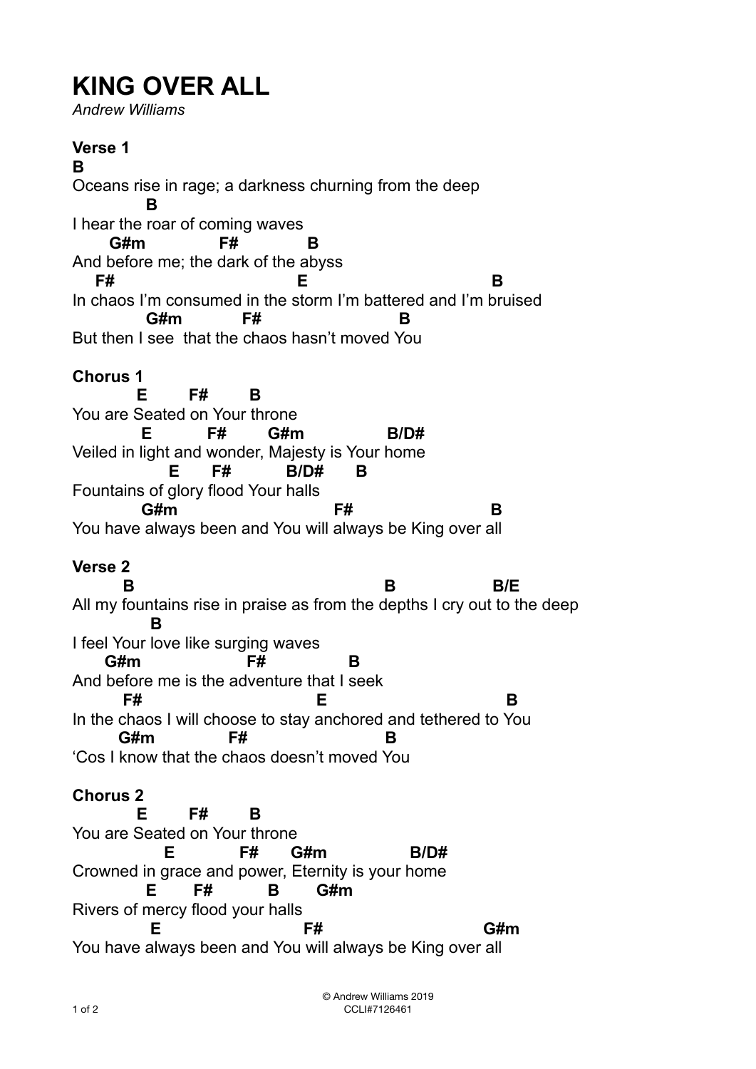# KING OVER ALL

*Andrew Williams*

**Verse 1**

```
B
Oceans rise in rage; a darkness churning from the deep
           B
I hear the roar of coming waves
      G#m           F#          B
And before me; the dark of the abyss
   F#                              E                              B
In chaos I'm consumed in the storm I'm battered and I'm bruised
           G#m          F#                      B
But then I see  that the chaos hasn't moved You
```

**Chorus 1**

```
         E        F#       B
You are Seated on Your throne
          E          F#       G#m              B/D#
Veiled in light and wonder, Majesty is Your home
              E      F#         B/D#      B
Fountains of glory flood Your halls
          G#m                        F#                         B
You have always been and You will always be King over all
```

**Verse 2**

```
       B                                             B               B/E
All my fountains rise in praise as from the depths I cry out to the deep
           B
I feel Your love like surging waves
     G#m                  F#              B
And before me is the adventure that I seek
       F#                              E                             B
In the chaos I will choose to stay anchored and tethered to You
      G#m            F#                    B
'Cos I know that the chaos doesn't moved You
```

**Chorus 2**

```
         E        F#       B
You are Seated on Your throne
             E          F#      G#m              B/D#
Crowned in grace and power, Eternity is your home
          E       F#         B       G#m
Rivers of mercy flood your halls
           E                        F#                           G#m
You have always been and You will always be King over all
```

© Andrew Williams 2019
CCLI#7126461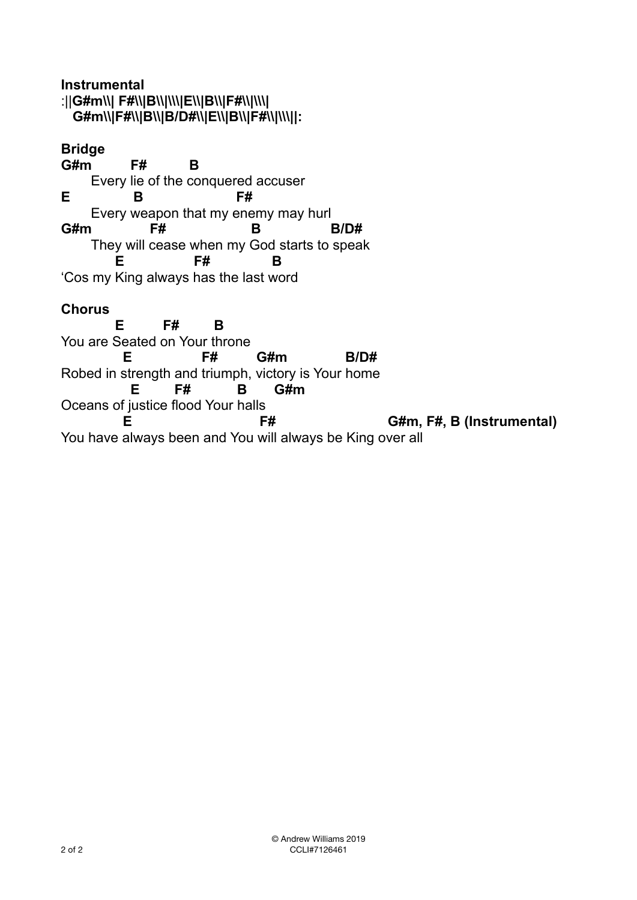**Instrumental**

```
:||G#m\\| F#\\|B\\|\\\|E\\|B\\|F#\\|\\\|
   G#m\\|F#\\|B\\|B/D#\\|E\\|B\\|F#\\|\\\||:
```

**Bridge**

```
G#m        F#        B
      Every lie of the conquered accuser
E              B                    F#
      Every weapon that my enemy may hurl
G#m             F#                   B               B/D#
      They will cease when my God starts to speak
          E              F#            B
'Cos my King always has the last word
```

**Chorus**

```
          E         F#        B
You are Seated on Your throne
            E                 F#        G#m            B/D#
Robed in strength and triumph, victory is Your home
             E        F#          B      G#m
Oceans of justice flood Your halls
            E                          F#                        G#m, F#, B (Instrumental)
You have always been and You will always be King over all
```

© Andrew Williams 2019
CCLI#7126461